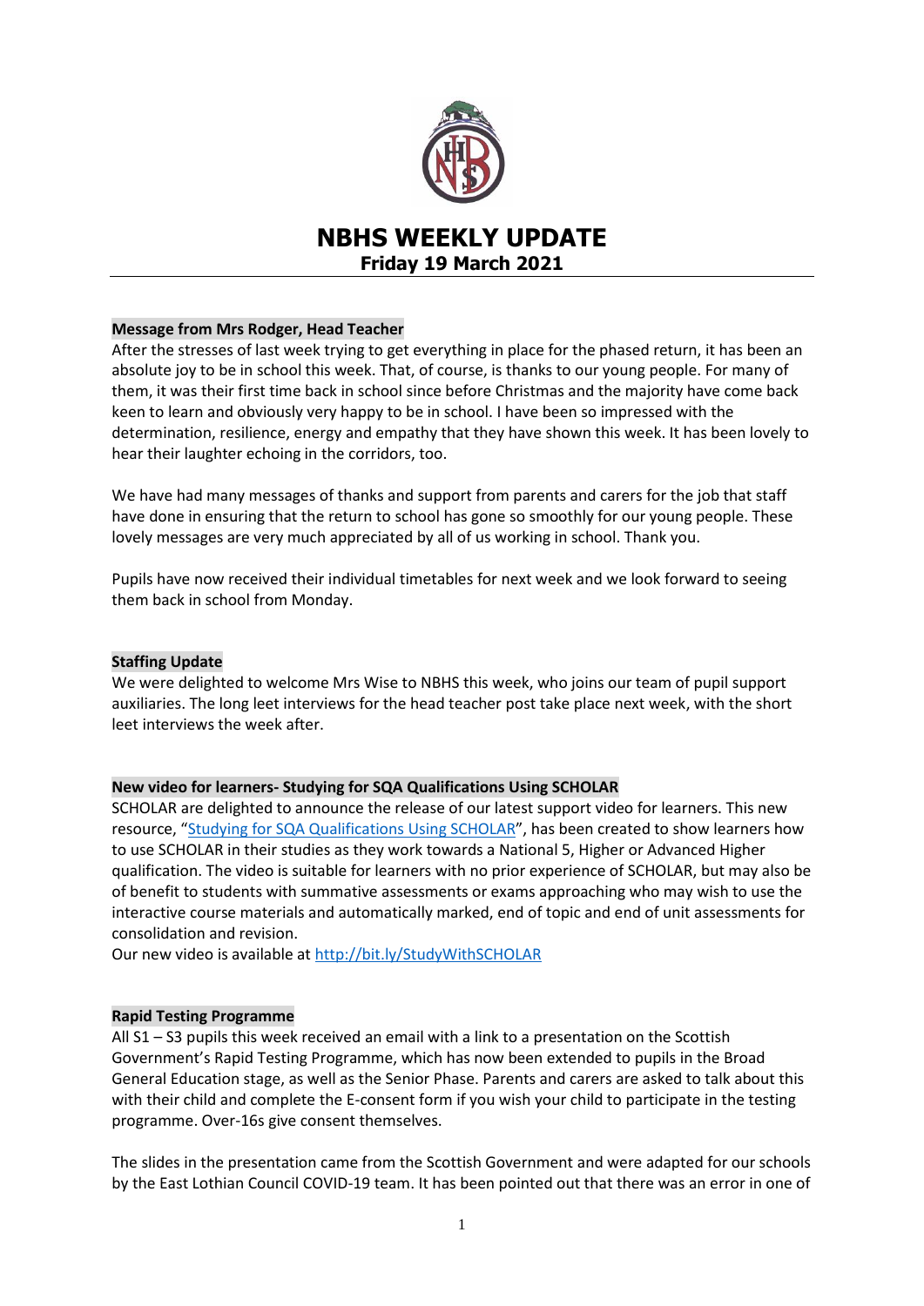# NBHS WEEKLY UPDATE

## Friday 19 March 2021

### Message from Mrs Rodger, Head Teacher

After the stresses of last week trying to get everything in place for the phased return, it has been an absolute joy to be in school this week. That, of course, is thanks to our young people. For many of them, it was their first time back in school since before Christmas and the majority have come back keen to learn and obviously very happy to be in school. I have been so impressed with the determination, resilience, energy and empathy that they have shown this week. It has been lovely to hear their laughter echoing in the corridors, too.

We have had many messages of thanks and support from parents and carers for the job that staff have done in ensuring that the return to school has gone so smoothly for our young people. These lovely messages are very much appreciated by all of us working in school. Thank you.

Pupils have now received their individual timetables for next week and we look forward to seeing them back in school from Monday.

### Staffing Update

We were delighted to welcome Mrs Wise to NBHS this week, who joins our team of pupil support auxiliaries. The long leet interviews for the head teacher post take place next week, with the short leet interviews the week after.

### New video for learners- Studying for SQA Qualifications Using SCHOLAR

SCHOLAR are delighted to announce the release of our latest support video for learners. This new resource, "Studying for SQA Qualifications Using SCHOLAR", has been created to show learners how to use SCHOLAR in their studies as they work towards a National 5, Higher or Advanced Higher qualification. The video is suitable for learners with no prior experience of SCHOLAR, but may also be of benefit to students with summative assessments or exams approaching who may wish to use the interactive course materials and automatically marked, end of topic and end of unit assessments for consolidation and revision.

Our new video is available at http://bit.ly/StudyWithSCHOLAR

### Rapid Testing Programme

All S1 – S3 pupils this week received an email with a link to a presentation on the Scottish Government's Rapid Testing Programme, which has now been extended to pupils in the Broad General Education stage, as well as the Senior Phase. Parents and carers are asked to talk about this with their child and complete the E-consent form if you wish your child to participate in the testing programme. Over-16s give consent themselves.

The slides in the presentation came from the Scottish Government and were adapted for our schools by the East Lothian Council COVID-19 team. It has been pointed out that there was an error in one of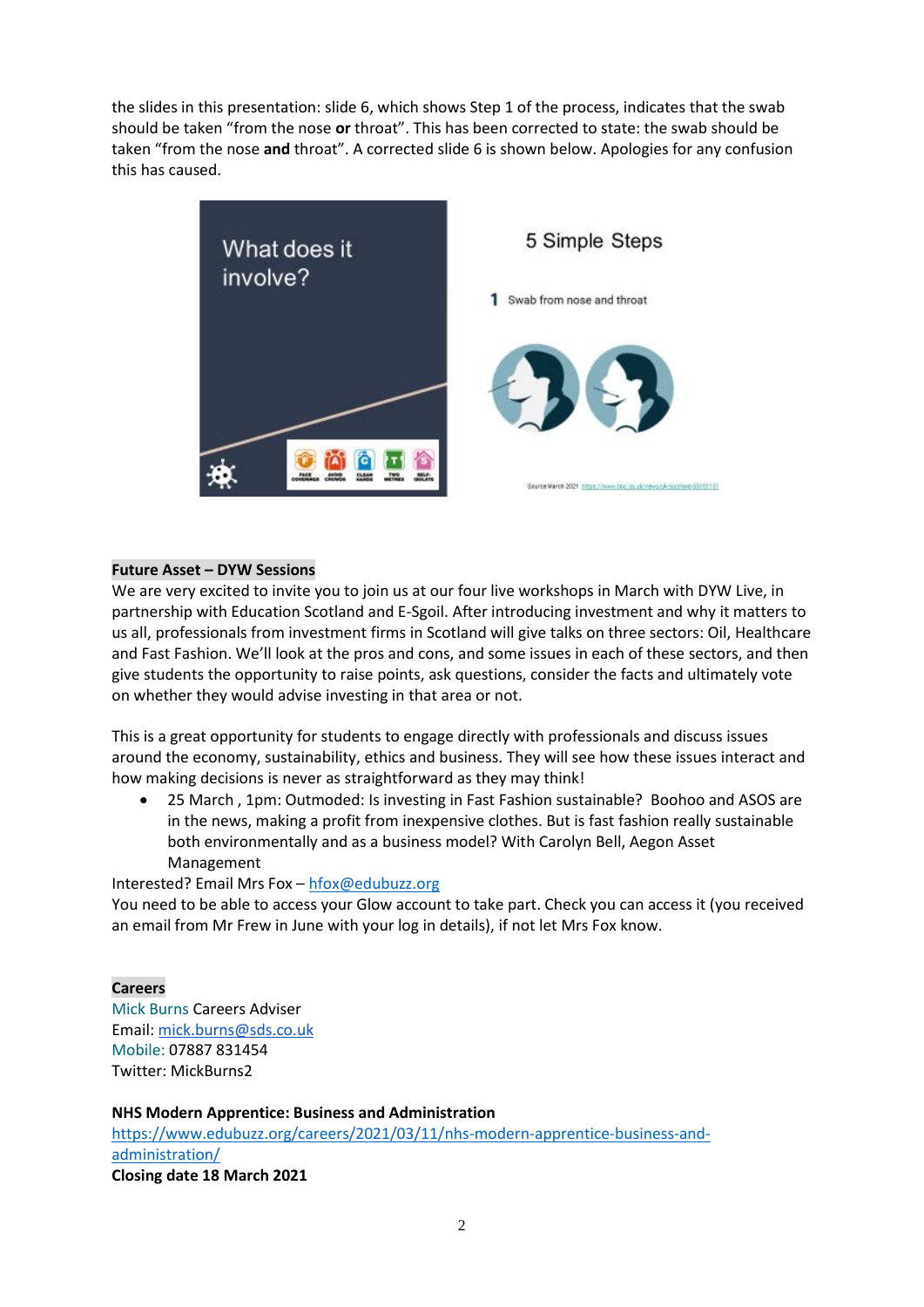the slides in this presentation: slide 6, which shows Step 1 of the process, indicates that the swab should be taken "from the nose **or** throat". This has been corrected to state: the swab should be taken "from the nose **and** throat". A corrected slide 6 is shown below. Apologies for any confusion this has caused.

What does it involve?

5 Simple Steps

1 Swab from nose and throat

Source March 2021 https://www.bbc.co.uk/news/uk-scotland-55101151

**Future Asset – DYW Sessions**

We are very excited to invite you to join us at our four live workshops in March with DYW Live, in partnership with Education Scotland and E-Sgoil. After introducing investment and why it matters to us all, professionals from investment firms in Scotland will give talks on three sectors: Oil, Healthcare and Fast Fashion. We'll look at the pros and cons, and some issues in each of these sectors, and then give students the opportunity to raise points, ask questions, consider the facts and ultimately vote on whether they would advise investing in that area or not.

This is a great opportunity for students to engage directly with professionals and discuss issues around the economy, sustainability, ethics and business. They will see how these issues interact and how making decisions is never as straightforward as they may think!

- 25 March , 1pm: Outmoded: Is investing in Fast Fashion sustainable? Boohoo and ASOS are in the news, making a profit from inexpensive clothes. But is fast fashion really sustainable both environmentally and as a business model? With Carolyn Bell, Aegon Asset Management

Interested? Email Mrs Fox – hfox@edubuzz.org

You need to be able to access your Glow account to take part. Check you can access it (you received an email from Mr Frew in June with your log in details), if not let Mrs Fox know.

**Careers**

Mick Burns Careers Adviser
Email: mick.burns@sds.co.uk
Mobile: 07887 831454
Twitter: MickBurns2

**NHS Modern Apprentice: Business and Administration**

https://www.edubuzz.org/careers/2021/03/11/nhs-modern-apprentice-business-and-administration/

**Closing date 18 March 2021**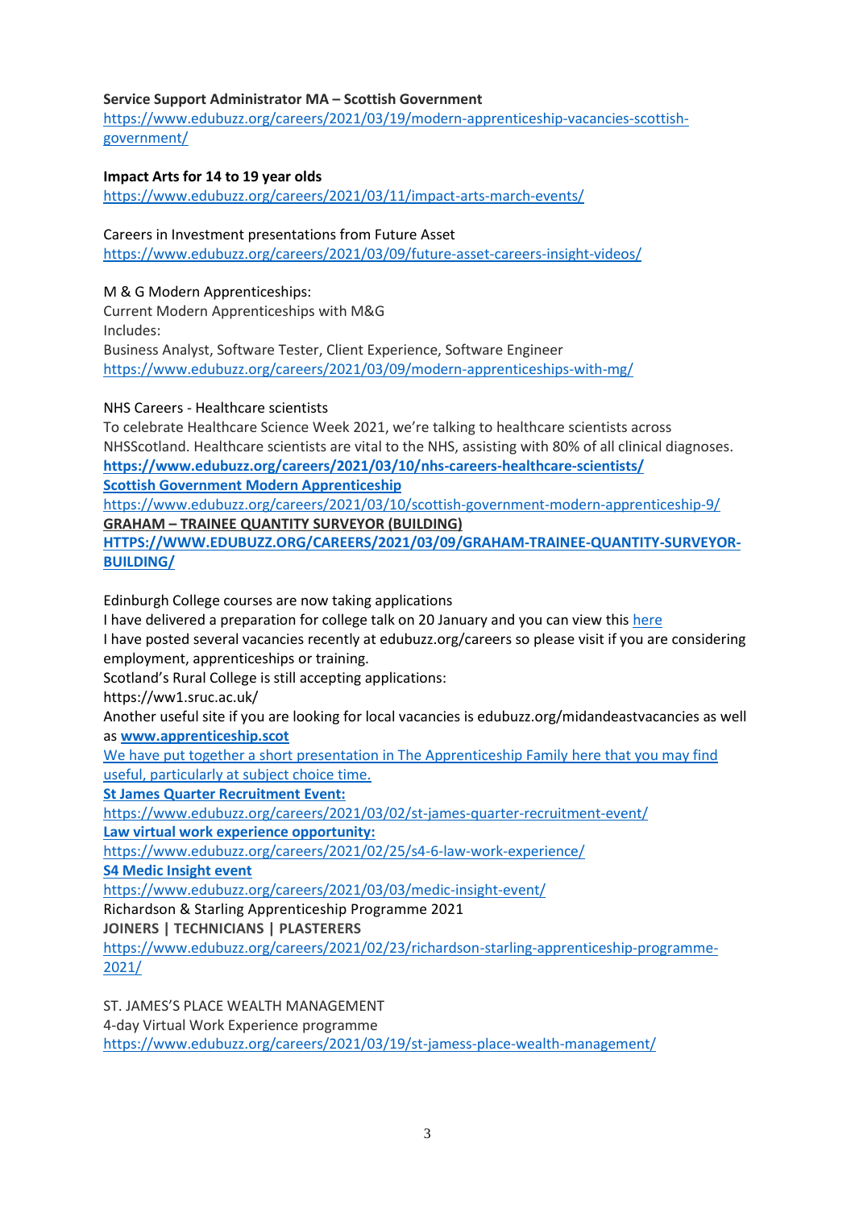**Service Support Administrator MA – Scottish Government**
https://www.edubuzz.org/careers/2021/03/19/modern-apprenticeship-vacancies-scottish-government/

**Impact Arts for 14 to 19 year olds**
https://www.edubuzz.org/careers/2021/03/11/impact-arts-march-events/

Careers in Investment presentations from Future Asset
https://www.edubuzz.org/careers/2021/03/09/future-asset-careers-insight-videos/

M & G Modern Apprenticeships:
Current Modern Apprenticeships with M&G
Includes:
Business Analyst, Software Tester, Client Experience, Software Engineer
https://www.edubuzz.org/careers/2021/03/09/modern-apprenticeships-with-mg/

NHS Careers - Healthcare scientists
To celebrate Healthcare Science Week 2021, we're talking to healthcare scientists across NHSScotland. Healthcare scientists are vital to the NHS, assisting with 80% of all clinical diagnoses.
**https://www.edubuzz.org/careers/2021/03/10/nhs-careers-healthcare-scientists/**
**Scottish Government Modern Apprenticeship**
https://www.edubuzz.org/careers/2021/03/10/scottish-government-modern-apprenticeship-9/
**GRAHAM – TRAINEE QUANTITY SURVEYOR (BUILDING)**
**HTTPS://WWW.EDUBUZZ.ORG/CAREERS/2021/03/09/GRAHAM-TRAINEE-QUANTITY-SURVEYOR-BUILDING/**

Edinburgh College courses are now taking applications
I have delivered a preparation for college talk on 20 January and you can view this here
I have posted several vacancies recently at edubuzz.org/careers so please visit if you are considering employment, apprenticeships or training.
Scotland's Rural College is still accepting applications:
https://ww1.sruc.ac.uk/
Another useful site if you are looking for local vacancies is edubuzz.org/midandeastvacancies as well as **www.apprenticeship.scot**
We have put together a short presentation in The Apprenticeship Family here that you may find useful, particularly at subject choice time.
**St James Quarter Recruitment Event:**
https://www.edubuzz.org/careers/2021/03/02/st-james-quarter-recruitment-event/
**Law virtual work experience opportunity:**
https://www.edubuzz.org/careers/2021/02/25/s4-6-law-work-experience/
**S4 Medic Insight event**
https://www.edubuzz.org/careers/2021/03/03/medic-insight-event/
Richardson & Starling Apprenticeship Programme 2021
**JOINERS | TECHNICIANS | PLASTERERS**
https://www.edubuzz.org/careers/2021/02/23/richardson-starling-apprenticeship-programme-2021/

ST. JAMES'S PLACE WEALTH MANAGEMENT
4-day Virtual Work Experience programme
https://www.edubuzz.org/careers/2021/03/19/st-jamess-place-wealth-management/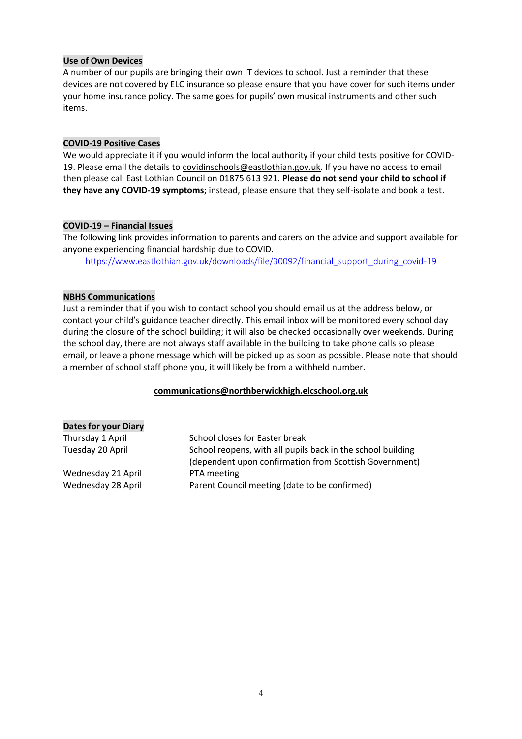## Use of Own Devices

A number of our pupils are bringing their own IT devices to school. Just a reminder that these devices are not covered by ELC insurance so please ensure that you have cover for such items under your home insurance policy. The same goes for pupils' own musical instruments and other such items.

## COVID-19 Positive Cases

We would appreciate it if you would inform the local authority if your child tests positive for COVID-19. Please email the details to covidinschools@eastlothian.gov.uk. If you have no access to email then please call East Lothian Council on 01875 613 921. **Please do not send your child to school if they have any COVID-19 symptoms**; instead, please ensure that they self-isolate and book a test.

## COVID-19 – Financial Issues

The following link provides information to parents and carers on the advice and support available for anyone experiencing financial hardship due to COVID.

https://www.eastlothian.gov.uk/downloads/file/30092/financial_support_during_covid-19

## NBHS Communications

Just a reminder that if you wish to contact school you should email us at the address below, or contact your child's guidance teacher directly. This email inbox will be monitored every school day during the closure of the school building; it will also be checked occasionally over weekends. During the school day, there are not always staff available in the building to take phone calls so please email, or leave a phone message which will be picked up as soon as possible. Please note that should a member of school staff phone you, it will likely be from a withheld number.

**communications@northberwickhigh.elcschool.org.uk**

## Dates for your Diary

| | |
|---|---|
| Thursday 1 April | School closes for Easter break |
| Tuesday 20 April | School reopens, with all pupils back in the school building (dependent upon confirmation from Scottish Government) |
| Wednesday 21 April | PTA meeting |
| Wednesday 28 April | Parent Council meeting (date to be confirmed) |